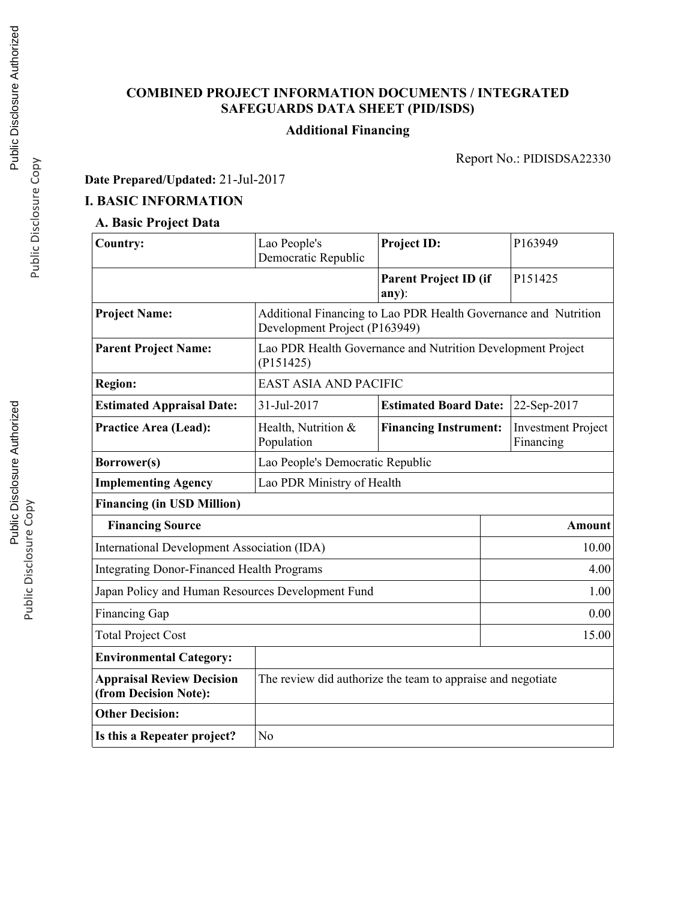# COMBINED PROJECT INFORMATION DOCUMENTS / INTEGRATED SAFEGUARDS DATA SHEET (PID/ISDS)

**Additional Financing**

Report No.: PIDISDSA22330

**Date Prepared/Updated:** 21-Jul-2017

## I. BASIC INFORMATION

### A. Basic Project Data

| **Country:** | Lao People's Democratic Republic | **Project ID:** | P163949 |
|---|---|---|---|
| | | **Parent Project ID (if any):** | P151425 |
| **Project Name:** | Additional Financing to Lao PDR Health Governance and Nutrition Development Project (P163949) | | |
| **Parent Project Name:** | Lao PDR Health Governance and Nutrition Development Project (P151425) | | |
| **Region:** | EAST ASIA AND PACIFIC | | |
| **Estimated Appraisal Date:** | 31-Jul-2017 | **Estimated Board Date:** | 22-Sep-2017 |
| **Practice Area (Lead):** | Health, Nutrition & Population | **Financing Instrument:** | Investment Project Financing |
| **Borrower(s)** | Lao People's Democratic Republic | | |
| **Implementing Agency** | Lao PDR Ministry of Health | | |

**Financing (in USD Million)**

| **Financing Source** | **Amount** |
|---|---:|
| International Development Association (IDA) | 10.00 |
| Integrating Donor-Financed Health Programs | 4.00 |
| Japan Policy and Human Resources Development Fund | 1.00 |
| Financing Gap | 0.00 |
| Total Project Cost | 15.00 |

| | |
|---|---|
| **Environmental Category:** | |
| **Appraisal Review Decision (from Decision Note):** | The review did authorize the team to appraise and negotiate |
| **Other Decision:** | |
| **Is this a Repeater project?** | No |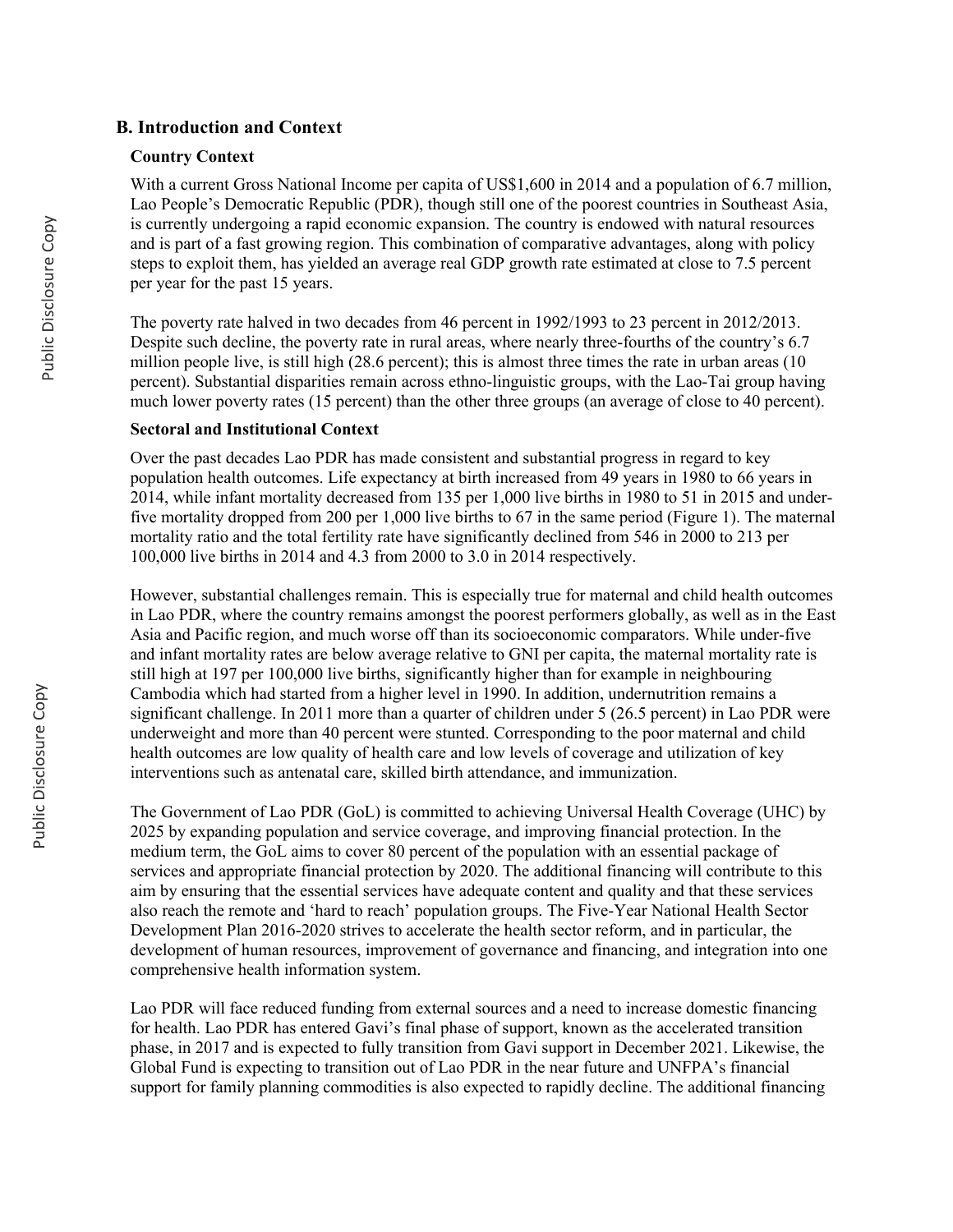## B. Introduction and Context

### Country Context

With a current Gross National Income per capita of US$1,600 in 2014 and a population of 6.7 million, Lao People's Democratic Republic (PDR), though still one of the poorest countries in Southeast Asia, is currently undergoing a rapid economic expansion. The country is endowed with natural resources and is part of a fast growing region. This combination of comparative advantages, along with policy steps to exploit them, has yielded an average real GDP growth rate estimated at close to 7.5 percent per year for the past 15 years.

The poverty rate halved in two decades from 46 percent in 1992/1993 to 23 percent in 2012/2013. Despite such decline, the poverty rate in rural areas, where nearly three-fourths of the country's 6.7 million people live, is still high (28.6 percent); this is almost three times the rate in urban areas (10 percent). Substantial disparities remain across ethno-linguistic groups, with the Lao-Tai group having much lower poverty rates (15 percent) than the other three groups (an average of close to 40 percent).

### Sectoral and Institutional Context

Over the past decades Lao PDR has made consistent and substantial progress in regard to key population health outcomes. Life expectancy at birth increased from 49 years in 1980 to 66 years in 2014, while infant mortality decreased from 135 per 1,000 live births in 1980 to 51 in 2015 and under-five mortality dropped from 200 per 1,000 live births to 67 in the same period (Figure 1). The maternal mortality ratio and the total fertility rate have significantly declined from 546 in 2000 to 213 per 100,000 live births in 2014 and 4.3 from 2000 to 3.0 in 2014 respectively.

However, substantial challenges remain. This is especially true for maternal and child health outcomes in Lao PDR, where the country remains amongst the poorest performers globally, as well as in the East Asia and Pacific region, and much worse off than its socioeconomic comparators. While under-five and infant mortality rates are below average relative to GNI per capita, the maternal mortality rate is still high at 197 per 100,000 live births, significantly higher than for example in neighbouring Cambodia which had started from a higher level in 1990. In addition, undernutrition remains a significant challenge. In 2011 more than a quarter of children under 5 (26.5 percent) in Lao PDR were underweight and more than 40 percent were stunted. Corresponding to the poor maternal and child health outcomes are low quality of health care and low levels of coverage and utilization of key interventions such as antenatal care, skilled birth attendance, and immunization.

The Government of Lao PDR (GoL) is committed to achieving Universal Health Coverage (UHC) by 2025 by expanding population and service coverage, and improving financial protection. In the medium term, the GoL aims to cover 80 percent of the population with an essential package of services and appropriate financial protection by 2020. The additional financing will contribute to this aim by ensuring that the essential services have adequate content and quality and that these services also reach the remote and 'hard to reach' population groups. The Five-Year National Health Sector Development Plan 2016-2020 strives to accelerate the health sector reform, and in particular, the development of human resources, improvement of governance and financing, and integration into one comprehensive health information system.

Lao PDR will face reduced funding from external sources and a need to increase domestic financing for health. Lao PDR has entered Gavi's final phase of support, known as the accelerated transition phase, in 2017 and is expected to fully transition from Gavi support in December 2021. Likewise, the Global Fund is expecting to transition out of Lao PDR in the near future and UNFPA's financial support for family planning commodities is also expected to rapidly decline. The additional financing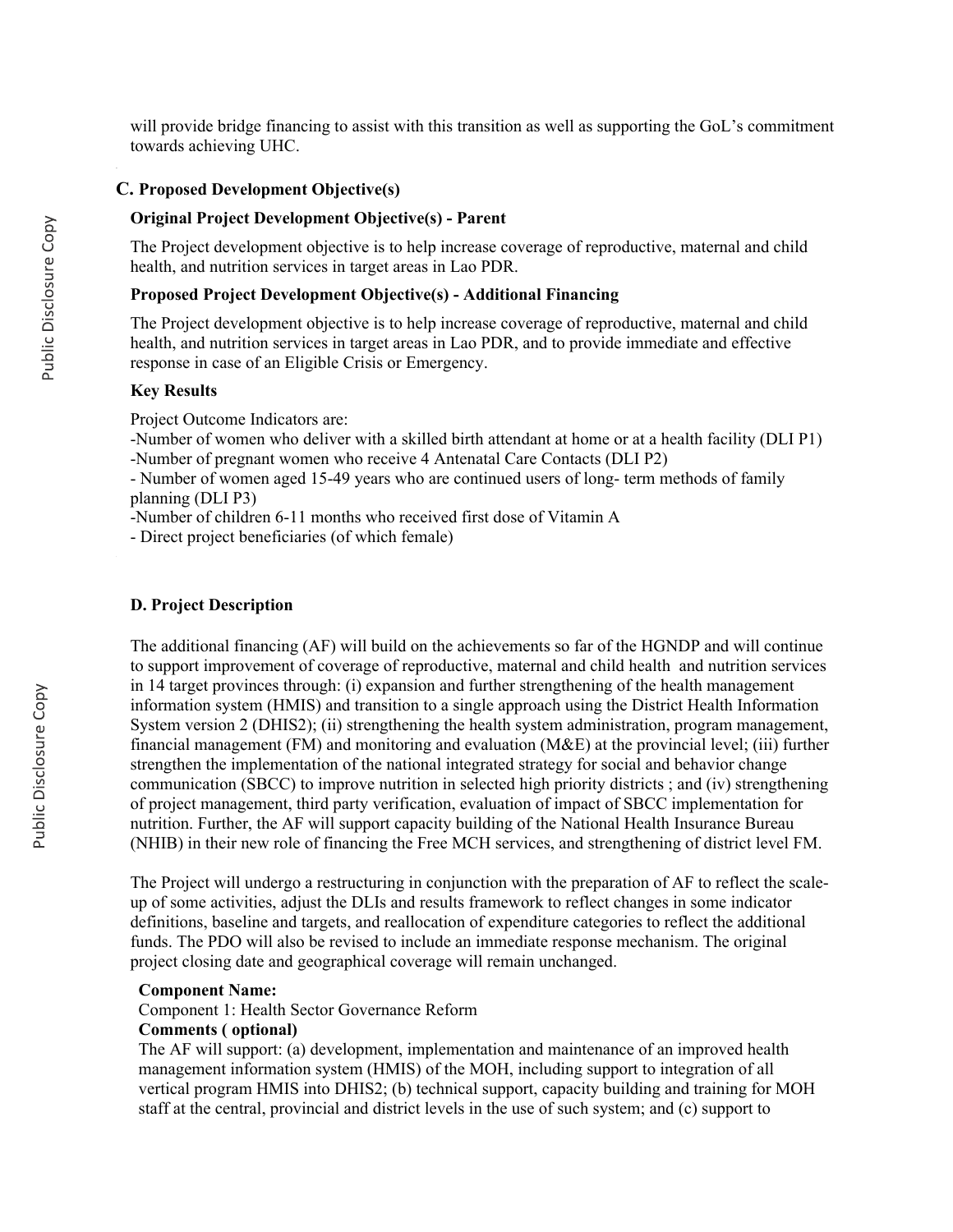will provide bridge financing to assist with this transition as well as supporting the GoL's commitment towards achieving UHC.

## C. Proposed Development Objective(s)

**Original Project Development Objective(s) - Parent**

The Project development objective is to help increase coverage of reproductive, maternal and child health, and nutrition services in target areas in Lao PDR.

**Proposed Project Development Objective(s) - Additional Financing**

The Project development objective is to help increase coverage of reproductive, maternal and child health, and nutrition services in target areas in Lao PDR, and to provide immediate and effective response in case of an Eligible Crisis or Emergency.

**Key Results**

Project Outcome Indicators are:

-Number of women who deliver with a skilled birth attendant at home or at a health facility (DLI P1)

-Number of pregnant women who receive 4 Antenatal Care Contacts (DLI P2)

- Number of women aged 15-49 years who are continued users of long- term methods of family planning (DLI P3)

-Number of children 6-11 months who received first dose of Vitamin A

- Direct project beneficiaries (of which female)

## D. Project Description

The additional financing (AF) will build on the achievements so far of the HGNDP and will continue to support improvement of coverage of reproductive, maternal and child health and nutrition services in 14 target provinces through: (i) expansion and further strengthening of the health management information system (HMIS) and transition to a single approach using the District Health Information System version 2 (DHIS2); (ii) strengthening the health system administration, program management, financial management (FM) and monitoring and evaluation (M&E) at the provincial level; (iii) further strengthen the implementation of the national integrated strategy for social and behavior change communication (SBCC) to improve nutrition in selected high priority districts ; and (iv) strengthening of project management, third party verification, evaluation of impact of SBCC implementation for nutrition. Further, the AF will support capacity building of the National Health Insurance Bureau (NHIB) in their new role of financing the Free MCH services, and strengthening of district level FM.

The Project will undergo a restructuring in conjunction with the preparation of AF to reflect the scale-up of some activities, adjust the DLIs and results framework to reflect changes in some indicator definitions, baseline and targets, and reallocation of expenditure categories to reflect the additional funds. The PDO will also be revised to include an immediate response mechanism. The original project closing date and geographical coverage will remain unchanged.

**Component Name:**

Component 1: Health Sector Governance Reform

**Comments ( optional)**

The AF will support: (a) development, implementation and maintenance of an improved health management information system (HMIS) of the MOH, including support to integration of all vertical program HMIS into DHIS2; (b) technical support, capacity building and training for MOH staff at the central, provincial and district levels in the use of such system; and (c) support to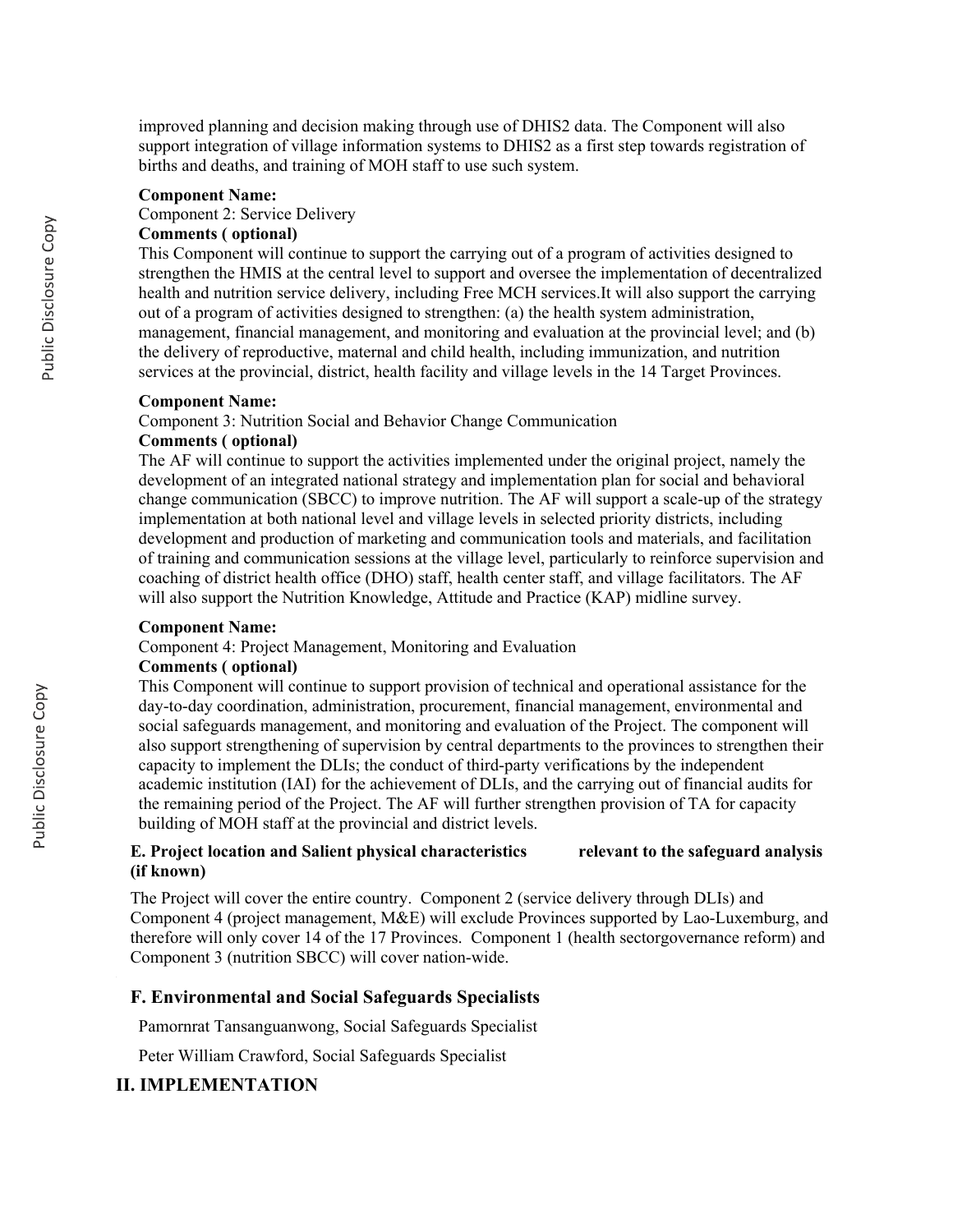improved planning and decision making through use of DHIS2 data. The Component will also support integration of village information systems to DHIS2 as a first step towards registration of births and deaths, and training of MOH staff to use such system.

**Component Name:**

Component 2: Service Delivery

**Comments ( optional)**

This Component will continue to support the carrying out of a program of activities designed to strengthen the HMIS at the central level to support and oversee the implementation of decentralized health and nutrition service delivery, including Free MCH services.It will also support the carrying out of a program of activities designed to strengthen: (a) the health system administration, management, financial management, and monitoring and evaluation at the provincial level; and (b) the delivery of reproductive, maternal and child health, including immunization, and nutrition services at the provincial, district, health facility and village levels in the 14 Target Provinces.

**Component Name:**

Component 3: Nutrition Social and Behavior Change Communication

**Comments ( optional)**

The AF will continue to support the activities implemented under the original project, namely the development of an integrated national strategy and implementation plan for social and behavioral change communication (SBCC) to improve nutrition. The AF will support a scale-up of the strategy implementation at both national level and village levels in selected priority districts, including development and production of marketing and communication tools and materials, and facilitation of training and communication sessions at the village level, particularly to reinforce supervision and coaching of district health office (DHO) staff, health center staff, and village facilitators. The AF will also support the Nutrition Knowledge, Attitude and Practice (KAP) midline survey.

**Component Name:**

Component 4: Project Management, Monitoring and Evaluation

**Comments ( optional)**

This Component will continue to support provision of technical and operational assistance for the day-to-day coordination, administration, procurement, financial management, environmental and social safeguards management, and monitoring and evaluation of the Project. The component will also support strengthening of supervision by central departments to the provinces to strengthen their capacity to implement the DLIs; the conduct of third-party verifications by the independent academic institution (IAI) for the achievement of DLIs, and the carrying out of financial audits for the remaining period of the Project. The AF will further strengthen provision of TA for capacity building of MOH staff at the provincial and district levels.

**E. Project location and Salient physical characteristics relevant to the safeguard analysis (if known)**

The Project will cover the entire country. Component 2 (service delivery through DLIs) and Component 4 (project management, M&E) will exclude Provinces supported by Lao-Luxemburg, and therefore will only cover 14 of the 17 Provinces. Component 1 (health sectorgovernance reform) and Component 3 (nutrition SBCC) will cover nation-wide.

## F. Environmental and Social Safeguards Specialists

Pamornrat Tansanguanwong, Social Safeguards Specialist

Peter William Crawford, Social Safeguards Specialist

# II. IMPLEMENTATION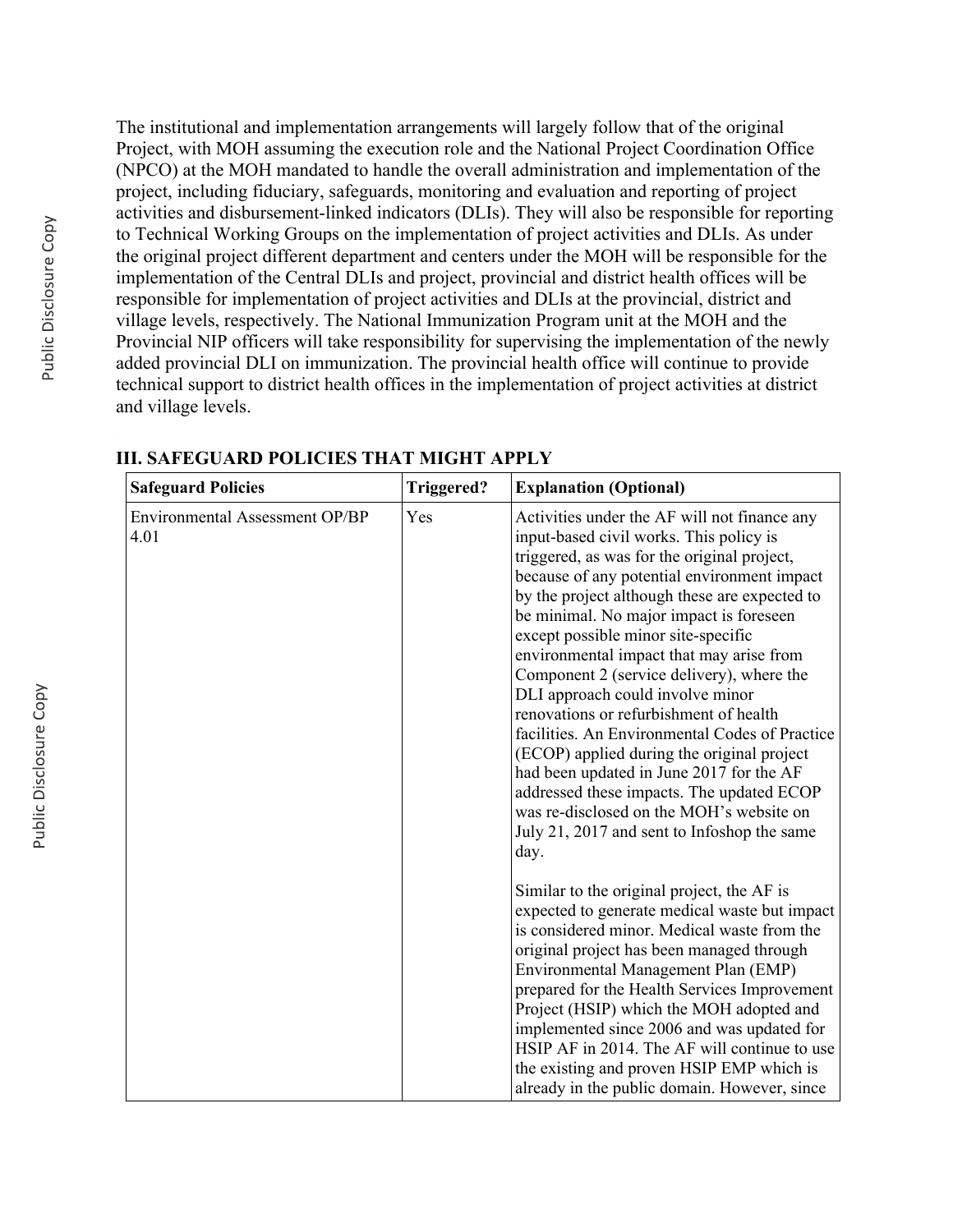The institutional and implementation arrangements will largely follow that of the original Project, with MOH assuming the execution role and the National Project Coordination Office (NPCO) at the MOH mandated to handle the overall administration and implementation of the project, including fiduciary, safeguards, monitoring and evaluation and reporting of project activities and disbursement-linked indicators (DLIs). They will also be responsible for reporting to Technical Working Groups on the implementation of project activities and DLIs. As under the original project different department and centers under the MOH will be responsible for the implementation of the Central DLIs and project, provincial and district health offices will be responsible for implementation of project activities and DLIs at the provincial, district and village levels, respectively. The National Immunization Program unit at the MOH and the Provincial NIP officers will take responsibility for supervising the implementation of the newly added provincial DLI on immunization. The provincial health office will continue to provide technical support to district health offices in the implementation of project activities at district and village levels.

## III. SAFEGUARD POLICIES THAT MIGHT APPLY

| Safeguard Policies | Triggered? | Explanation (Optional) |
|---|---|---|
| Environmental Assessment OP/BP 4.01 | Yes | Activities under the AF will not finance any input-based civil works. This policy is triggered, as was for the original project, because of any potential environment impact by the project although these are expected to be minimal. No major impact is foreseen except possible minor site-specific environmental impact that may arise from Component 2 (service delivery), where the DLI approach could involve minor renovations or refurbishment of health facilities. An Environmental Codes of Practice (ECOP) applied during the original project had been updated in June 2017 for the AF addressed these impacts. The updated ECOP was re-disclosed on the MOH's website on July 21, 2017 and sent to Infoshop the same day.<br><br>Similar to the original project, the AF is expected to generate medical waste but impact is considered minor. Medical waste from the original project has been managed through Environmental Management Plan (EMP) prepared for the Health Services Improvement Project (HSIP) which the MOH adopted and implemented since 2006 and was updated for HSIP AF in 2014. The AF will continue to use the existing and proven HSIP EMP which is already in the public domain. However, since |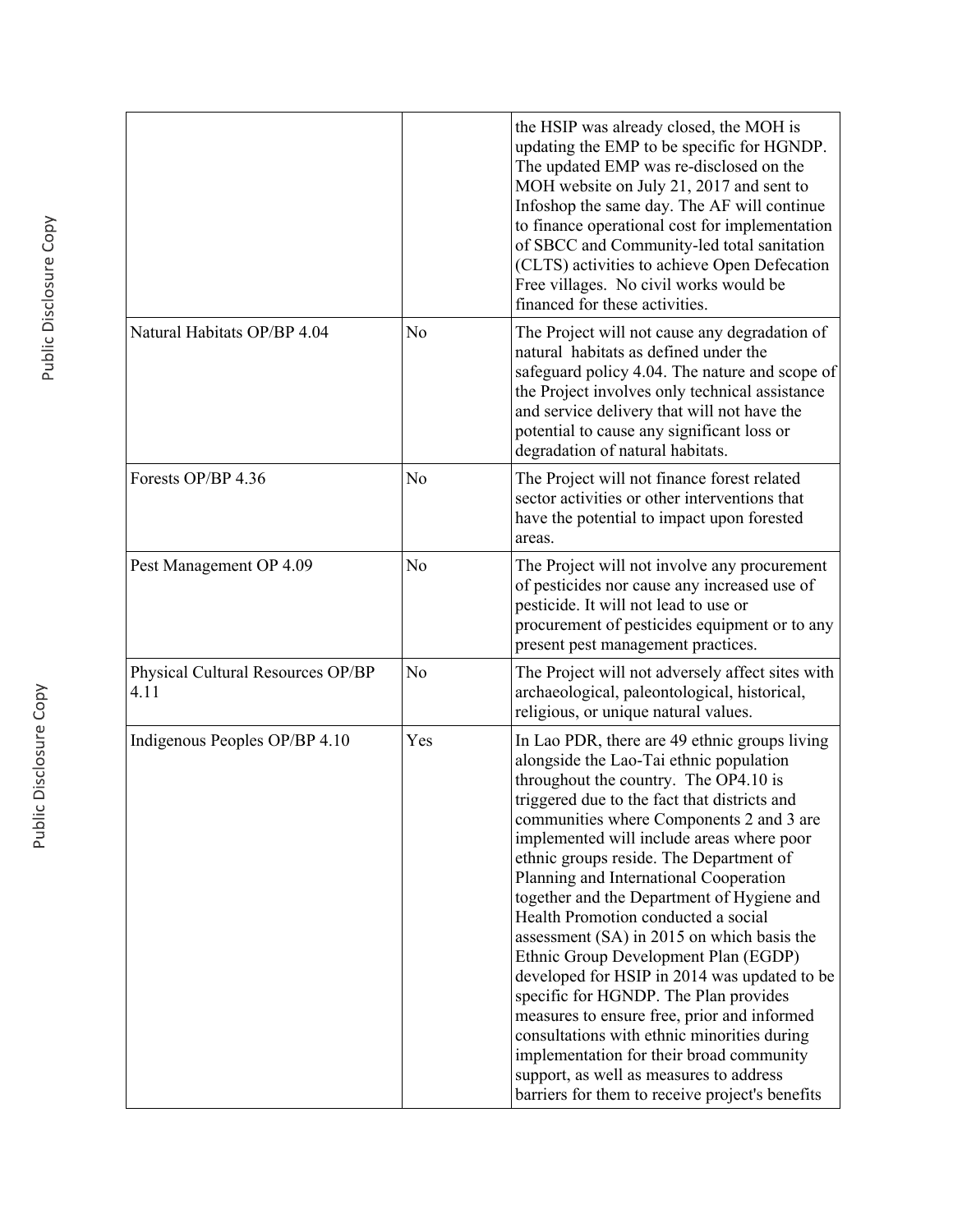| | | |
|---|---|---|
| | | the HSIP was already closed, the MOH is updating the EMP to be specific for HGNDP. The updated EMP was re-disclosed on the MOH website on July 21, 2017 and sent to Infoshop the same day. The AF will continue to finance operational cost for implementation of SBCC and Community-led total sanitation (CLTS) activities to achieve Open Defecation Free villages. No civil works would be financed for these activities. |
| Natural Habitats OP/BP 4.04 | No | The Project will not cause any degradation of natural habitats as defined under the safeguard policy 4.04. The nature and scope of the Project involves only technical assistance and service delivery that will not have the potential to cause any significant loss or degradation of natural habitats. |
| Forests OP/BP 4.36 | No | The Project will not finance forest related sector activities or other interventions that have the potential to impact upon forested areas. |
| Pest Management OP 4.09 | No | The Project will not involve any procurement of pesticides nor cause any increased use of pesticide. It will not lead to use or procurement of pesticides equipment or to any present pest management practices. |
| Physical Cultural Resources OP/BP 4.11 | No | The Project will not adversely affect sites with archaeological, paleontological, historical, religious, or unique natural values. |
| Indigenous Peoples OP/BP 4.10 | Yes | In Lao PDR, there are 49 ethnic groups living alongside the Lao-Tai ethnic population throughout the country. The OP4.10 is triggered due to the fact that districts and communities where Components 2 and 3 are implemented will include areas where poor ethnic groups reside. The Department of Planning and International Cooperation together and the Department of Hygiene and Health Promotion conducted a social assessment (SA) in 2015 on which basis the Ethnic Group Development Plan (EGDP) developed for HSIP in 2014 was updated to be specific for HGNDP. The Plan provides measures to ensure free, prior and informed consultations with ethnic minorities during implementation for their broad community support, as well as measures to address barriers for them to receive project's benefits |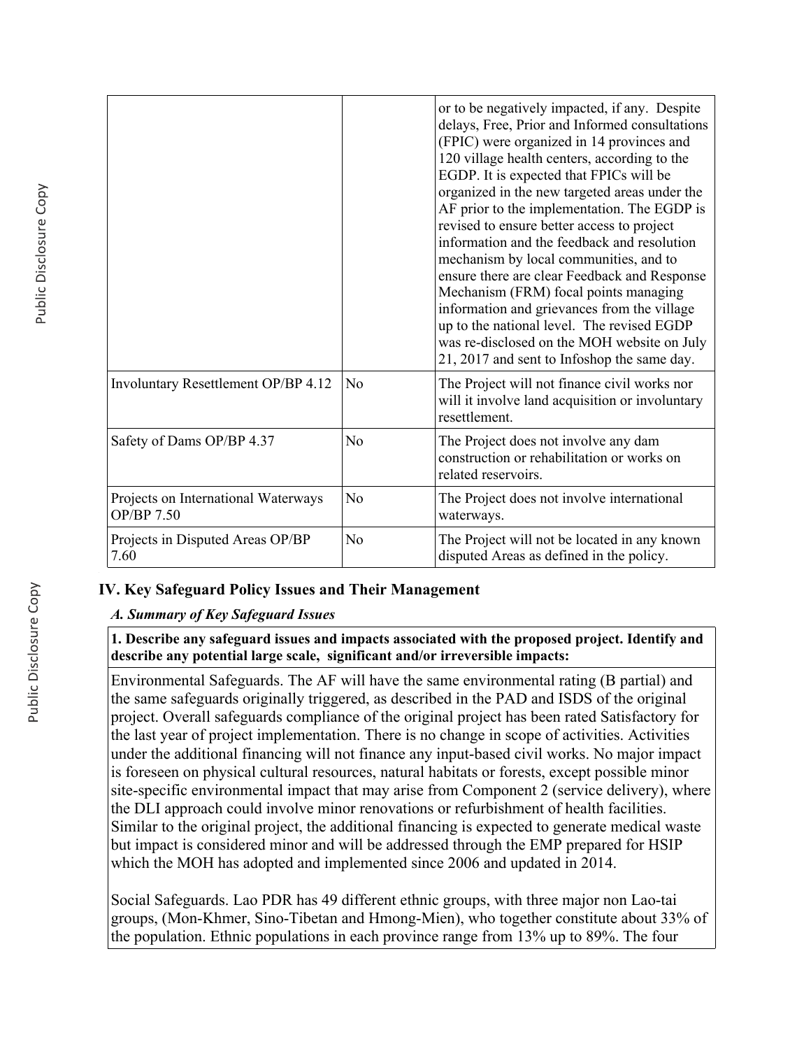| | | |
|---|---|---|
| | | or to be negatively impacted, if any. Despite delays, Free, Prior and Informed consultations (FPIC) were organized in 14 provinces and 120 village health centers, according to the EGDP. It is expected that FPICs will be organized in the new targeted areas under the AF prior to the implementation. The EGDP is revised to ensure better access to project information and the feedback and resolution mechanism by local communities, and to ensure there are clear Feedback and Response Mechanism (FRM) focal points managing information and grievances from the village up to the national level. The revised EGDP was re-disclosed on the MOH website on July 21, 2017 and sent to Infoshop the same day. |
| Involuntary Resettlement OP/BP 4.12 | No | The Project will not finance civil works nor will it involve land acquisition or involuntary resettlement. |
| Safety of Dams OP/BP 4.37 | No | The Project does not involve any dam construction or rehabilitation or works on related reservoirs. |
| Projects on International Waterways OP/BP 7.50 | No | The Project does not involve international waterways. |
| Projects in Disputed Areas OP/BP 7.60 | No | The Project will not be located in any known disputed Areas as defined in the policy. |

## IV. Key Safeguard Policy Issues and Their Management

### *A. Summary of Key Safeguard Issues*

**1. Describe any safeguard issues and impacts associated with the proposed project. Identify and describe any potential large scale, significant and/or irreversible impacts:**

Environmental Safeguards. The AF will have the same environmental rating (B partial) and the same safeguards originally triggered, as described in the PAD and ISDS of the original project. Overall safeguards compliance of the original project has been rated Satisfactory for the last year of project implementation. There is no change in scope of activities. Activities under the additional financing will not finance any input-based civil works. No major impact is foreseen on physical cultural resources, natural habitats or forests, except possible minor site-specific environmental impact that may arise from Component 2 (service delivery), where the DLI approach could involve minor renovations or refurbishment of health facilities. Similar to the original project, the additional financing is expected to generate medical waste but impact is considered minor and will be addressed through the EMP prepared for HSIP which the MOH has adopted and implemented since 2006 and updated in 2014.

Social Safeguards. Lao PDR has 49 different ethnic groups, with three major non Lao-tai groups, (Mon-Khmer, Sino-Tibetan and Hmong-Mien), who together constitute about 33% of the population. Ethnic populations in each province range from 13% up to 89%. The four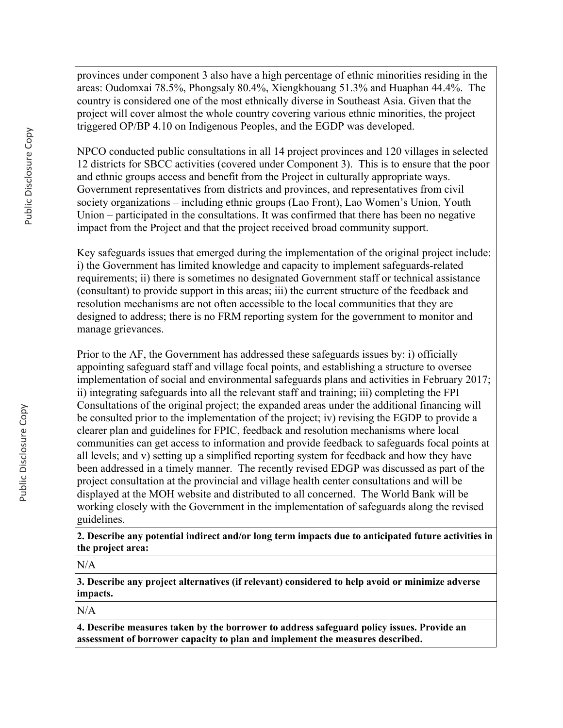provinces under component 3 also have a high percentage of ethnic minorities residing in the areas: Oudomxai 78.5%, Phongsaly 80.4%, Xiengkhouang 51.3% and Huaphan 44.4%. The country is considered one of the most ethnically diverse in Southeast Asia. Given that the project will cover almost the whole country covering various ethnic minorities, the project triggered OP/BP 4.10 on Indigenous Peoples, and the EGDP was developed.

NPCO conducted public consultations in all 14 project provinces and 120 villages in selected 12 districts for SBCC activities (covered under Component 3). This is to ensure that the poor and ethnic groups access and benefit from the Project in culturally appropriate ways. Government representatives from districts and provinces, and representatives from civil society organizations – including ethnic groups (Lao Front), Lao Women's Union, Youth Union – participated in the consultations. It was confirmed that there has been no negative impact from the Project and that the project received broad community support.

Key safeguards issues that emerged during the implementation of the original project include: i) the Government has limited knowledge and capacity to implement safeguards-related requirements; ii) there is sometimes no designated Government staff or technical assistance (consultant) to provide support in this areas; iii) the current structure of the feedback and resolution mechanisms are not often accessible to the local communities that they are designed to address; there is no FRM reporting system for the government to monitor and manage grievances.

Prior to the AF, the Government has addressed these safeguards issues by: i) officially appointing safeguard staff and village focal points, and establishing a structure to oversee implementation of social and environmental safeguards plans and activities in February 2017; ii) integrating safeguards into all the relevant staff and training; iii) completing the FPI Consultations of the original project; the expanded areas under the additional financing will be consulted prior to the implementation of the project; iv) revising the EGDP to provide a clearer plan and guidelines for FPIC, feedback and resolution mechanisms where local communities can get access to information and provide feedback to safeguards focal points at all levels; and v) setting up a simplified reporting system for feedback and how they have been addressed in a timely manner. The recently revised EDGP was discussed as part of the project consultation at the provincial and village health center consultations and will be displayed at the MOH website and distributed to all concerned. The World Bank will be working closely with the Government in the implementation of safeguards along the revised guidelines.

**2. Describe any potential indirect and/or long term impacts due to anticipated future activities in the project area:**

N/A

**3. Describe any project alternatives (if relevant) considered to help avoid or minimize adverse impacts.**

N/A

**4. Describe measures taken by the borrower to address safeguard policy issues. Provide an assessment of borrower capacity to plan and implement the measures described.**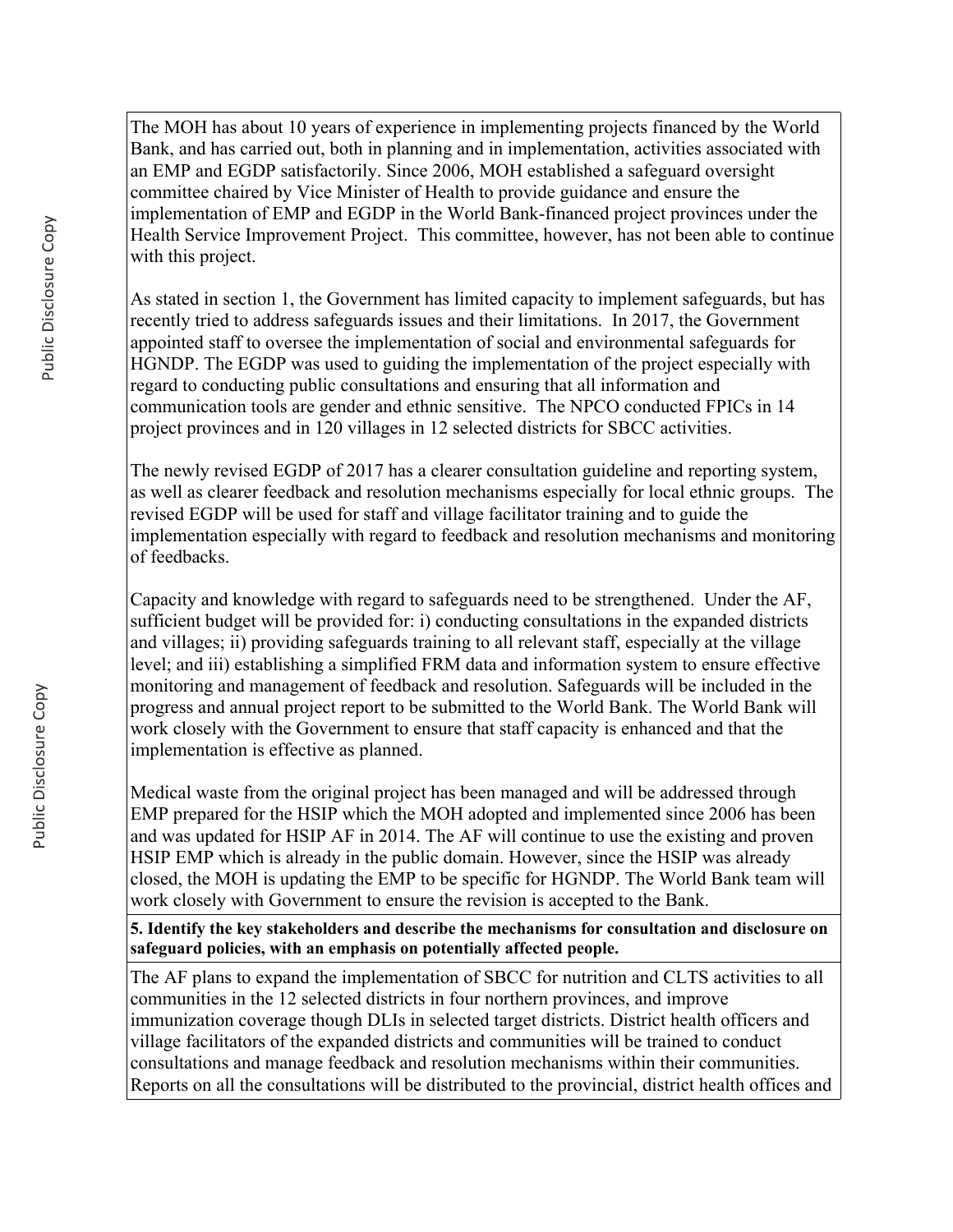The MOH has about 10 years of experience in implementing projects financed by the World Bank, and has carried out, both in planning and in implementation, activities associated with an EMP and EGDP satisfactorily. Since 2006, MOH established a safeguard oversight committee chaired by Vice Minister of Health to provide guidance and ensure the implementation of EMP and EGDP in the World Bank-financed project provinces under the Health Service Improvement Project. This committee, however, has not been able to continue with this project.

As stated in section 1, the Government has limited capacity to implement safeguards, but has recently tried to address safeguards issues and their limitations. In 2017, the Government appointed staff to oversee the implementation of social and environmental safeguards for HGNDP. The EGDP was used to guiding the implementation of the project especially with regard to conducting public consultations and ensuring that all information and communication tools are gender and ethnic sensitive. The NPCO conducted FPICs in 14 project provinces and in 120 villages in 12 selected districts for SBCC activities.

The newly revised EGDP of 2017 has a clearer consultation guideline and reporting system, as well as clearer feedback and resolution mechanisms especially for local ethnic groups. The revised EGDP will be used for staff and village facilitator training and to guide the implementation especially with regard to feedback and resolution mechanisms and monitoring of feedbacks.

Capacity and knowledge with regard to safeguards need to be strengthened. Under the AF, sufficient budget will be provided for: i) conducting consultations in the expanded districts and villages; ii) providing safeguards training to all relevant staff, especially at the village level; and iii) establishing a simplified FRM data and information system to ensure effective monitoring and management of feedback and resolution. Safeguards will be included in the progress and annual project report to be submitted to the World Bank. The World Bank will work closely with the Government to ensure that staff capacity is enhanced and that the implementation is effective as planned.

Medical waste from the original project has been managed and will be addressed through EMP prepared for the HSIP which the MOH adopted and implemented since 2006 has been and was updated for HSIP AF in 2014. The AF will continue to use the existing and proven HSIP EMP which is already in the public domain. However, since the HSIP was already closed, the MOH is updating the EMP to be specific for HGNDP. The World Bank team will work closely with Government to ensure the revision is accepted to the Bank.

**5. Identify the key stakeholders and describe the mechanisms for consultation and disclosure on safeguard policies, with an emphasis on potentially affected people.**

The AF plans to expand the implementation of SBCC for nutrition and CLTS activities to all communities in the 12 selected districts in four northern provinces, and improve immunization coverage though DLIs in selected target districts. District health officers and village facilitators of the expanded districts and communities will be trained to conduct consultations and manage feedback and resolution mechanisms within their communities. Reports on all the consultations will be distributed to the provincial, district health offices and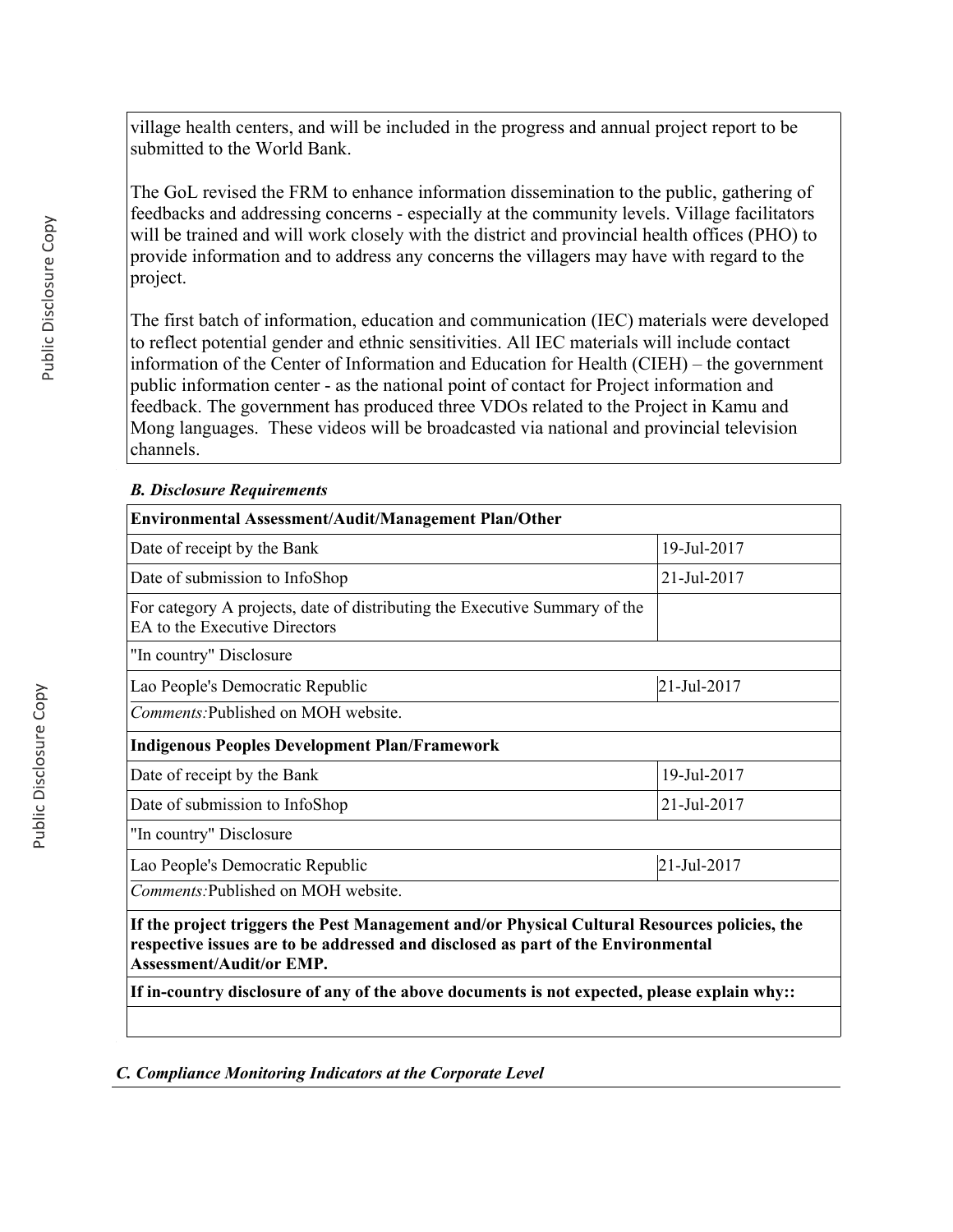village health centers, and will be included in the progress and annual project report to be submitted to the World Bank.

The GoL revised the FRM to enhance information dissemination to the public, gathering of feedbacks and addressing concerns - especially at the community levels. Village facilitators will be trained and will work closely with the district and provincial health offices (PHO) to provide information and to address any concerns the villagers may have with regard to the project.

The first batch of information, education and communication (IEC) materials were developed to reflect potential gender and ethnic sensitivities. All IEC materials will include contact information of the Center of Information and Education for Health (CIEH) – the government public information center - as the national point of contact for Project information and feedback. The government has produced three VDOs related to the Project in Kamu and Mong languages. These videos will be broadcasted via national and provincial television channels.

***B. Disclosure Requirements***

| **Environmental Assessment/Audit/Management Plan/Other** | |
|---|---|
| Date of receipt by the Bank | 19-Jul-2017 |
| Date of submission to InfoShop | 21-Jul-2017 |
| For category A projects, date of distributing the Executive Summary of the EA to the Executive Directors | |
| "In country" Disclosure | |
| Lao People's Democratic Republic | 21-Jul-2017 |
| *Comments:* Published on MOH website. | |
| **Indigenous Peoples Development Plan/Framework** | |
| Date of receipt by the Bank | 19-Jul-2017 |
| Date of submission to InfoShop | 21-Jul-2017 |
| "In country" Disclosure | |
| Lao People's Democratic Republic | 21-Jul-2017 |
| *Comments:* Published on MOH website. | |
| **If the project triggers the Pest Management and/or Physical Cultural Resources policies, the respective issues are to be addressed and disclosed as part of the Environmental Assessment/Audit/or EMP.** | |
| **If in-country disclosure of any of the above documents is not expected, please explain why::** | |
| | |

***C. Compliance Monitoring Indicators at the Corporate Level***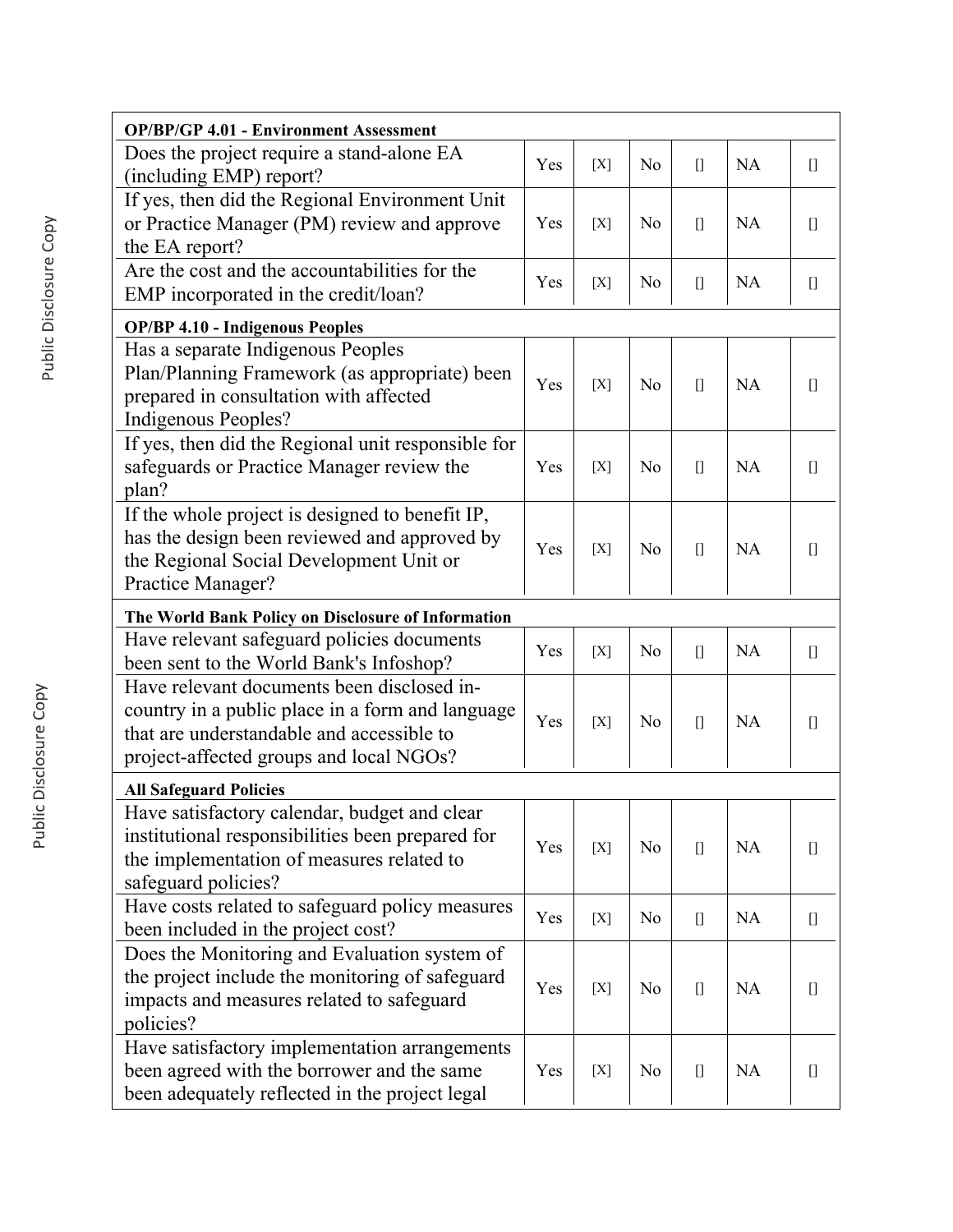| OP/BP/GP 4.01 - Environment Assessment | | | | | | |
|---|---|---|---|---|---|---|
| Does the project require a stand-alone EA (including EMP) report? | Yes | [X] | No | [] | NA | [] |
| If yes, then did the Regional Environment Unit or Practice Manager (PM) review and approve the EA report? | Yes | [X] | No | [] | NA | [] |
| Are the cost and the accountabilities for the EMP incorporated in the credit/loan? | Yes | [X] | No | [] | NA | [] |
| **OP/BP 4.10 - Indigenous Peoples** | | | | | | |
| Has a separate Indigenous Peoples Plan/Planning Framework (as appropriate) been prepared in consultation with affected Indigenous Peoples? | Yes | [X] | No | [] | NA | [] |
| If yes, then did the Regional unit responsible for safeguards or Practice Manager review the plan? | Yes | [X] | No | [] | NA | [] |
| If the whole project is designed to benefit IP, has the design been reviewed and approved by the Regional Social Development Unit or Practice Manager? | Yes | [X] | No | [] | NA | [] |
| **The World Bank Policy on Disclosure of Information** | | | | | | |
| Have relevant safeguard policies documents been sent to the World Bank's Infoshop? | Yes | [X] | No | [] | NA | [] |
| Have relevant documents been disclosed in-country in a public place in a form and language that are understandable and accessible to project-affected groups and local NGOs? | Yes | [X] | No | [] | NA | [] |
| **All Safeguard Policies** | | | | | | |
| Have satisfactory calendar, budget and clear institutional responsibilities been prepared for the implementation of measures related to safeguard policies? | Yes | [X] | No | [] | NA | [] |
| Have costs related to safeguard policy measures been included in the project cost? | Yes | [X] | No | [] | NA | [] |
| Does the Monitoring and Evaluation system of the project include the monitoring of safeguard impacts and measures related to safeguard policies? | Yes | [X] | No | [] | NA | [] |
| Have satisfactory implementation arrangements been agreed with the borrower and the same been adequately reflected in the project legal | Yes | [X] | No | [] | NA | [] |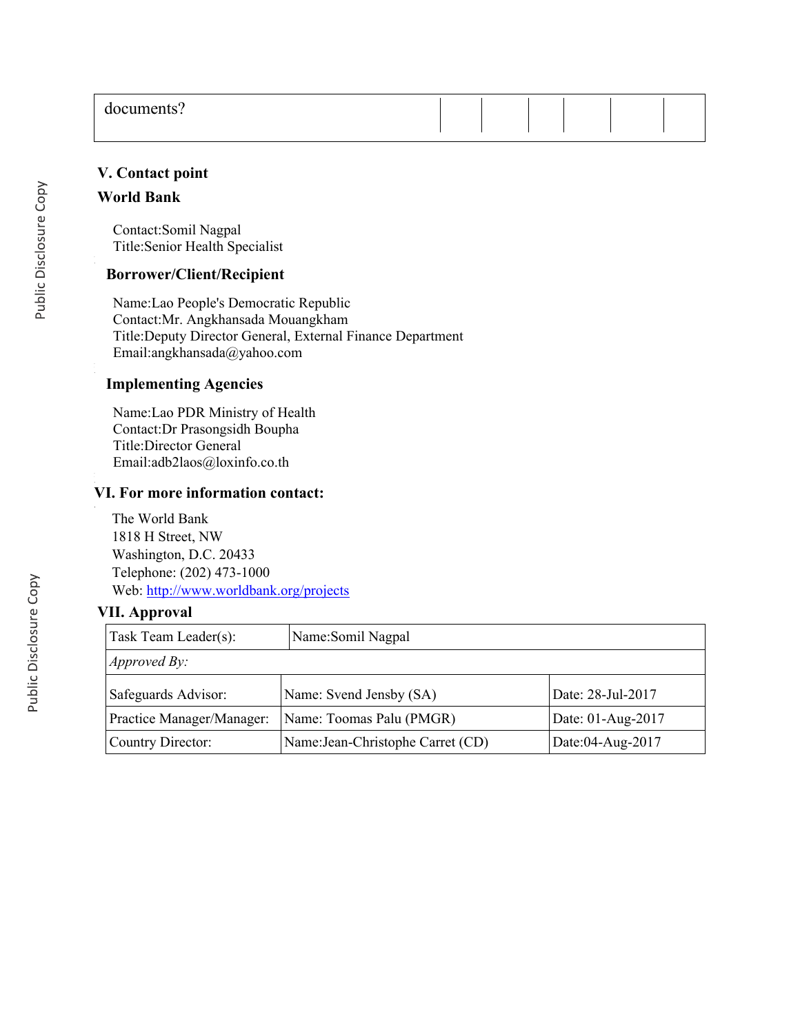| | | | | | | |
|---|---|---|---|---|---|---|
| documents? | | | | | | |

## V. Contact point

### World Bank

Contact:Somil Nagpal
Title:Senior Health Specialist

### Borrower/Client/Recipient

Name:Lao People's Democratic Republic
Contact:Mr. Angkhansada Mouangkham
Title:Deputy Director General, External Finance Department
Email:angkhansada@yahoo.com

### Implementing Agencies

Name:Lao PDR Ministry of Health
Contact:Dr Prasongsidh Boupha
Title:Director General
Email:adb2laos@loxinfo.co.th

## VI. For more information contact:

The World Bank
1818 H Street, NW
Washington, D.C. 20433
Telephone: (202) 473-1000
Web: http://www.worldbank.org/projects

## VII. Approval

| | | |
|---|---|---|
| Task Team Leader(s): | Name:Somil Nagpal | |
| *Approved By:* | | |
| Safeguards Advisor: | Name: Svend Jensby (SA) | Date: 28-Jul-2017 |
| Practice Manager/Manager: | Name: Toomas Palu (PMGR) | Date: 01-Aug-2017 |
| Country Director: | Name:Jean-Christophe Carret (CD) | Date:04-Aug-2017 |